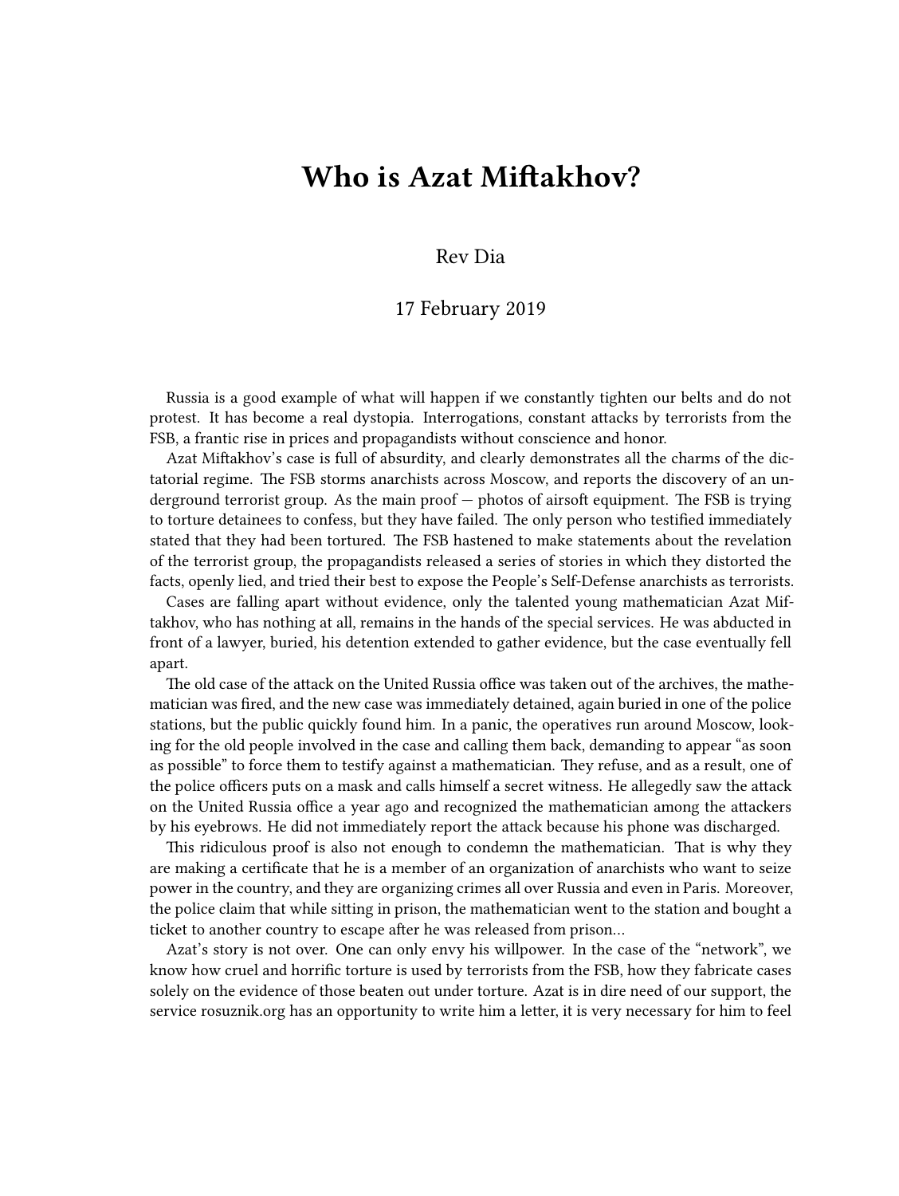# Who is Azat Miftakhov?

Rev Dia

17 February 2019

Russia is a good example of what will happen if we constantly tighten our belts and do not protest. It has become a real dystopia. Interrogations, constant attacks by terrorists from the FSB, a frantic rise in prices and propagandists without conscience and honor.

Azat Miftakhov's case is full of absurdity, and clearly demonstrates all the charms of the dictatorial regime. The FSB storms anarchists across Moscow, and reports the discovery of an underground terrorist group. As the main proof — photos of airsoft equipment. The FSB is trying to torture detainees to confess, but they have failed. The only person who testified immediately stated that they had been tortured. The FSB hastened to make statements about the revelation of the terrorist group, the propagandists released a series of stories in which they distorted the facts, openly lied, and tried their best to expose the People's Self-Defense anarchists as terrorists.

Cases are falling apart without evidence, only the talented young mathematician Azat Miftakhov, who has nothing at all, remains in the hands of the special services. He was abducted in front of a lawyer, buried, his detention extended to gather evidence, but the case eventually fell apart.

The old case of the attack on the United Russia office was taken out of the archives, the mathematician was fired, and the new case was immediately detained, again buried in one of the police stations, but the public quickly found him. In a panic, the operatives run around Moscow, looking for the old people involved in the case and calling them back, demanding to appear "as soon as possible" to force them to testify against a mathematician. They refuse, and as a result, one of the police officers puts on a mask and calls himself a secret witness. He allegedly saw the attack on the United Russia office a year ago and recognized the mathematician among the attackers by his eyebrows. He did not immediately report the attack because his phone was discharged.

This ridiculous proof is also not enough to condemn the mathematician. That is why they are making a certificate that he is a member of an organization of anarchists who want to seize power in the country, and they are organizing crimes all over Russia and even in Paris. Moreover, the police claim that while sitting in prison, the mathematician went to the station and bought a ticket to another country to escape after he was released from prison…

Azat's story is not over. One can only envy his willpower. In the case of the "network", we know how cruel and horrific torture is used by terrorists from the FSB, how they fabricate cases solely on the evidence of those beaten out under torture. Azat is in dire need of our support, the service rosuznik.org has an opportunity to write him a letter, it is very necessary for him to feel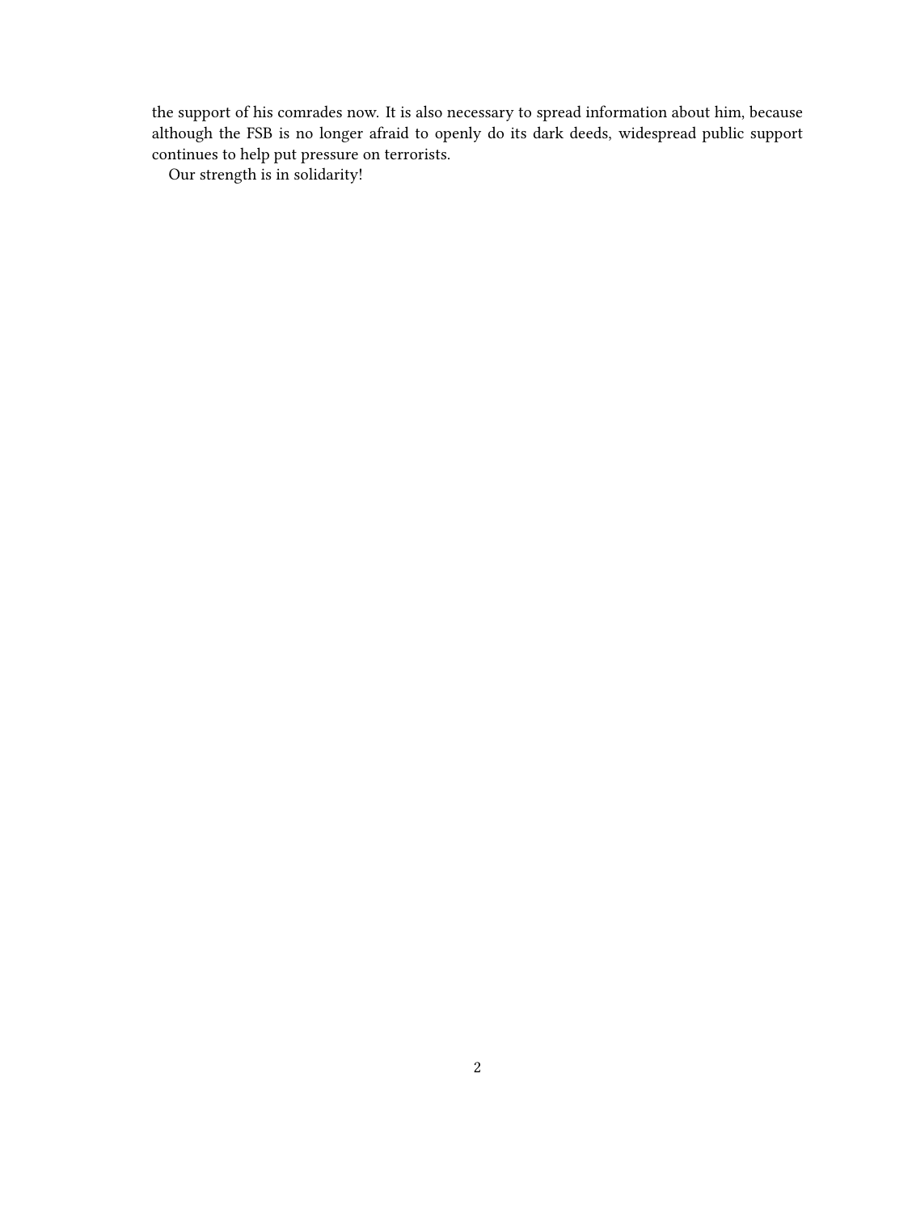the support of his comrades now. It is also necessary to spread information about him, because although the FSB is no longer afraid to openly do its dark deeds, widespread public support continues to help put pressure on terrorists.

Our strength is in solidarity!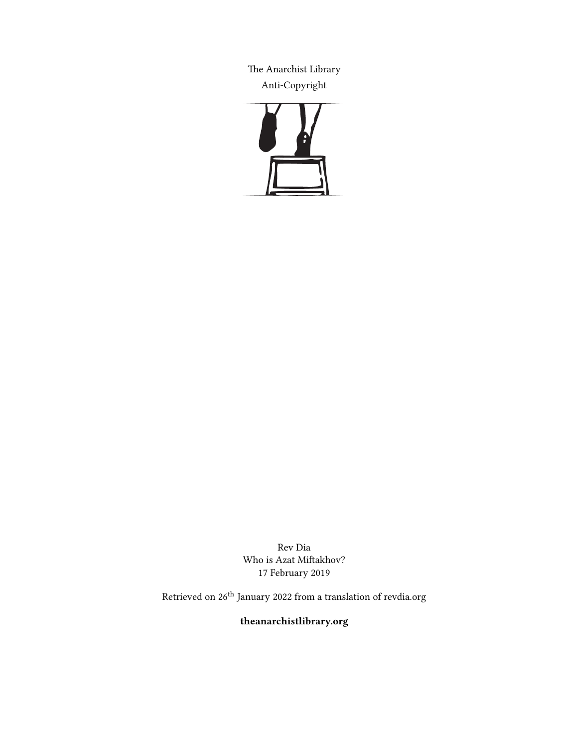The Anarchist Library
Anti-Copyright

Rev Dia
Who is Azat Miftakhov?
17 February 2019

Retrieved on 26th January 2022 from a translation of revdia.org

**theanarchistlibrary.org**